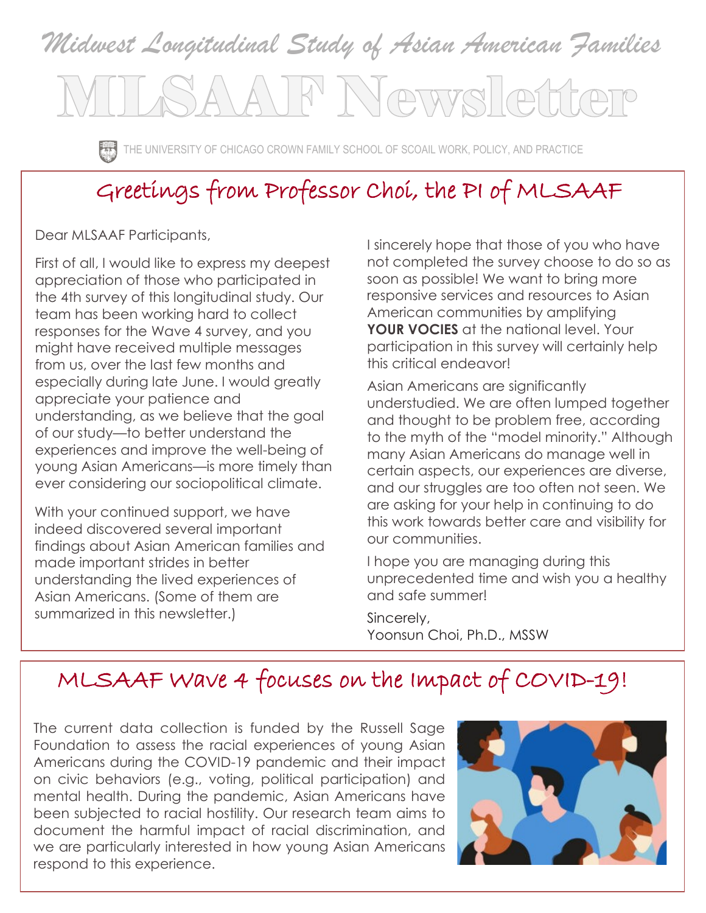# Midwest Longitudinal Study of Asian American Families

# MLSAAF Newsletter

THE UNIVERSITY OF CHICAGO CROWN FAMILY SCHOOL OF SCOAIL WORK, POLICY, AND PRACTICE

## Greetings from Professor Choi, the PI of MLSAAF

Dear MLSAAF Participants,

First of all, I would like to express my deepest appreciation of those who participated in the 4th survey of this longitudinal study. Our team has been working hard to collect responses for the Wave 4 survey, and you might have received multiple messages from us, over the last few months and especially during late June. I would greatly appreciate your patience and understanding, as we believe that the goal of our study—to better understand the experiences and improve the well-being of young Asian Americans—is more timely than ever considering our sociopolitical climate.

With your continued support, we have indeed discovered several important findings about Asian American families and made important strides in better understanding the lived experiences of Asian Americans. (Some of them are summarized in this newsletter.)

I sincerely hope that those of you who have not completed the survey choose to do so as soon as possible! We want to bring more responsive services and resources to Asian American communities by amplifying **YOUR VOCIES** at the national level. Your participation in this survey will certainly help this critical endeavor!

Asian Americans are significantly understudied. We are often lumped together and thought to be problem free, according to the myth of the "model minority." Although many Asian Americans do manage well in certain aspects, our experiences are diverse, and our struggles are too often not seen. We are asking for your help in continuing to do this work towards better care and visibility for our communities.

I hope you are managing during this unprecedented time and wish you a healthy and safe summer!

Sincerely,
Yoonsun Choi, Ph.D., MSSW

## MLSAAF Wave 4 focuses on the Impact of COVID-19!

The current data collection is funded by the Russell Sage Foundation to assess the racial experiences of young Asian Americans during the COVID-19 pandemic and their impact on civic behaviors (e.g., voting, political participation) and mental health. During the pandemic, Asian Americans have been subjected to racial hostility. Our research team aims to document the harmful impact of racial discrimination, and we are particularly interested in how young Asian Americans respond to this experience.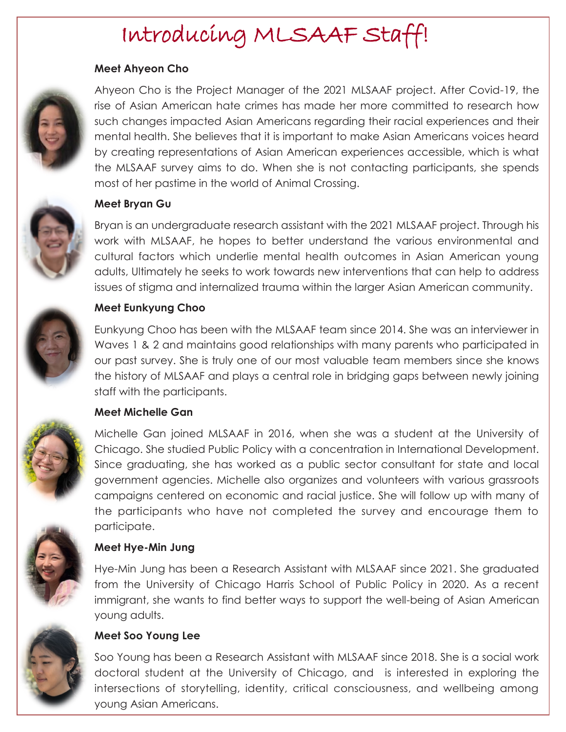# Introducing MLSAAF Staff!

**Meet Ahyeon Cho**

Ahyeon Cho is the Project Manager of the 2021 MLSAAF project. After Covid-19, the rise of Asian American hate crimes has made her more committed to research how such changes impacted Asian Americans regarding their racial experiences and their mental health. She believes that it is important to make Asian Americans voices heard by creating representations of Asian American experiences accessible, which is what the MLSAAF survey aims to do. When she is not contacting participants, she spends most of her pastime in the world of Animal Crossing.

**Meet Bryan Gu**

Bryan is an undergraduate research assistant with the 2021 MLSAAF project. Through his work with MLSAAF, he hopes to better understand the various environmental and cultural factors which underlie mental health outcomes in Asian American young adults, Ultimately he seeks to work towards new interventions that can help to address issues of stigma and internalized trauma within the larger Asian American community.

**Meet Eunkyung Choo**

Eunkyung Choo has been with the MLSAAF team since 2014. She was an interviewer in Waves 1 & 2 and maintains good relationships with many parents who participated in our past survey. She is truly one of our most valuable team members since she knows the history of MLSAAF and plays a central role in bridging gaps between newly joining staff with the participants.

**Meet Michelle Gan**

Michelle Gan joined MLSAAF in 2016, when she was a student at the University of Chicago. She studied Public Policy with a concentration in International Development. Since graduating, she has worked as a public sector consultant for state and local government agencies. Michelle also organizes and volunteers with various grassroots campaigns centered on economic and racial justice. She will follow up with many of the participants who have not completed the survey and encourage them to participate.

**Meet Hye-Min Jung**

Hye-Min Jung has been a Research Assistant with MLSAAF since 2021. She graduated from the University of Chicago Harris School of Public Policy in 2020. As a recent immigrant, she wants to find better ways to support the well-being of Asian American young adults.

**Meet Soo Young Lee**

Soo Young has been a Research Assistant with MLSAAF since 2018. She is a social work doctoral student at the University of Chicago, and is interested in exploring the intersections of storytelling, identity, critical consciousness, and wellbeing among young Asian Americans.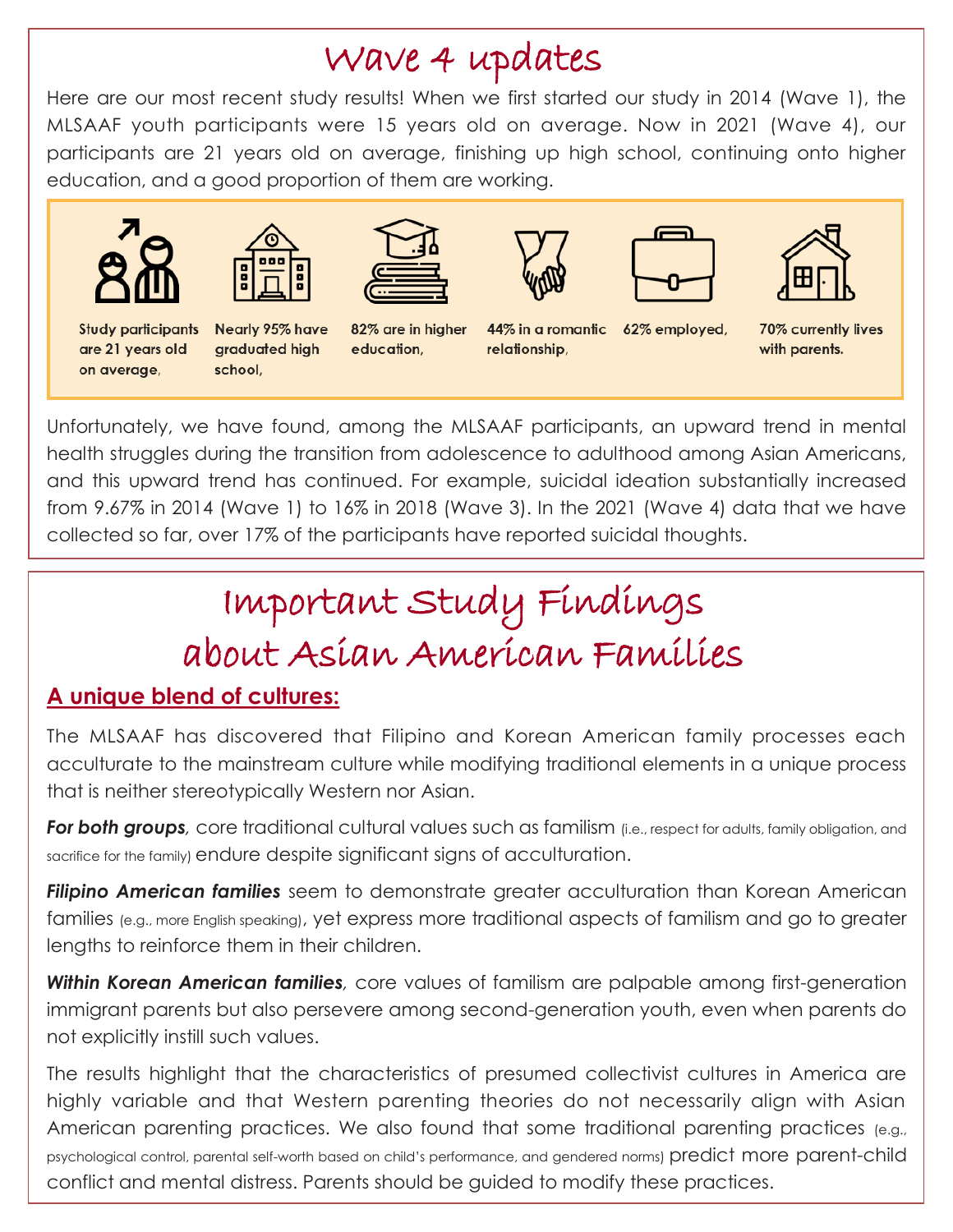# Wave 4 updates

Here are our most recent study results! When we first started our study in 2014 (Wave 1), the MLSAAF youth participants were 15 years old on average. Now in 2021 (Wave 4), our participants are 21 years old on average, finishing up high school, continuing onto higher education, and a good proportion of them are working.

- **Study participants are 21 years old on average,**
- **Nearly 95% have graduated high school,**
- **82% are in higher education,**
- **44% in a romantic relationship,**
- **62% employed,**
- **70% currently lives with parents.**

Unfortunately, we have found, among the MLSAAF participants, an upward trend in mental health struggles during the transition from adolescence to adulthood among Asian Americans, and this upward trend has continued. For example, suicidal ideation substantially increased from 9.67% in 2014 (Wave 1) to 16% in 2018 (Wave 3). In the 2021 (Wave 4) data that we have collected so far, over 17% of the participants have reported suicidal thoughts.

# Important Study Findings about Asian American Families

## A unique blend of cultures:

The MLSAAF has discovered that Filipino and Korean American family processes each acculturate to the mainstream culture while modifying traditional elements in a unique process that is neither stereotypically Western nor Asian.

***For both groups***, core traditional cultural values such as familism (i.e., respect for adults, family obligation, and sacrifice for the family) endure despite significant signs of acculturation.

***Filipino American families*** seem to demonstrate greater acculturation than Korean American families (e.g., more English speaking), yet express more traditional aspects of familism and go to greater lengths to reinforce them in their children.

***Within Korean American families***, core values of familism are palpable among first-generation immigrant parents but also persevere among second-generation youth, even when parents do not explicitly instill such values.

The results highlight that the characteristics of presumed collectivist cultures in America are highly variable and that Western parenting theories do not necessarily align with Asian American parenting practices. We also found that some traditional parenting practices (e.g., psychological control, parental self-worth based on child's performance, and gendered norms) predict more parent-child conflict and mental distress. Parents should be guided to modify these practices.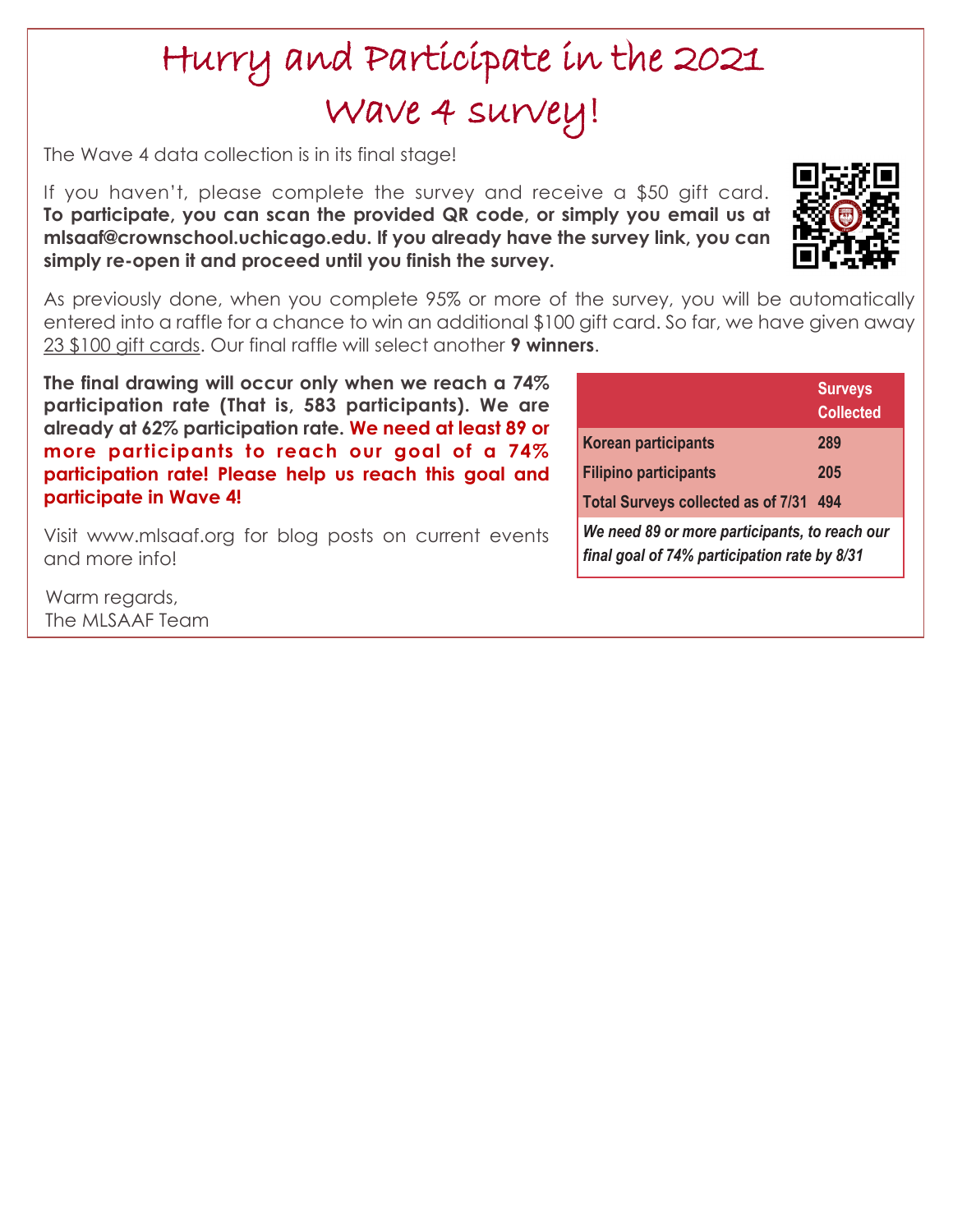# Hurry and Participate in the 2021 Wave 4 survey!

The Wave 4 data collection is in its final stage!

If you haven't, please complete the survey and receive a $50 gift card. **To participate, you can scan the provided QR code, or simply you email us at mlsaaf@crownschool.uchicago.edu. If you already have the survey link, you can simply re-open it and proceed until you finish the survey.**

As previously done, when you complete 95% or more of the survey, you will be automatically entered into a raffle for a chance to win an additional $100 gift card. So far, we have given away 23 $100 gift cards. Our final raffle will select another **9 winners**.

**The final drawing will occur only when we reach a 74% participation rate (That is, 583 participants). We are already at 62% participation rate. We need at least 89 or more participants to reach our goal of a 74% participation rate! Please help us reach this goal and participate in Wave 4!**

Visit www.mlsaaf.org for blog posts on current events and more info!

| | Surveys Collected |
|---|---|
| **Korean participants** | **289** |
| **Filipino participants** | **205** |
| **Total Surveys collected as of 7/31** | **494** |

***We need 89 or more participants, to reach our final goal of 74% participation rate by 8/31***

Warm regards,
The MLSAAF Team